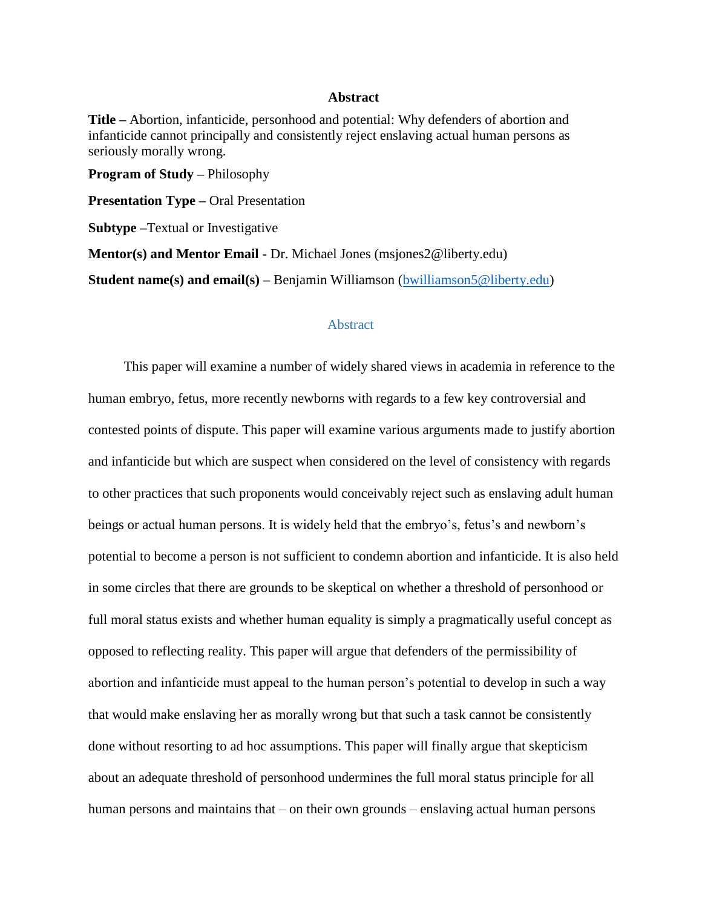## Abstract

**Title –** Abortion, infanticide, personhood and potential: Why defenders of abortion and infanticide cannot principally and consistently reject enslaving actual human persons as seriously morally wrong.

**Program of Study –** Philosophy

**Presentation Type –** Oral Presentation

**Subtype –**Textual or Investigative

**Mentor(s) and Mentor Email -** Dr. Michael Jones (msjones2@liberty.edu)

**Student name(s) and email(s) –** Benjamin Williamson (bwilliamson5@liberty.edu)

### Abstract

This paper will examine a number of widely shared views in academia in reference to the human embryo, fetus, more recently newborns with regards to a few key controversial and contested points of dispute. This paper will examine various arguments made to justify abortion and infanticide but which are suspect when considered on the level of consistency with regards to other practices that such proponents would conceivably reject such as enslaving adult human beings or actual human persons. It is widely held that the embryo's, fetus's and newborn's potential to become a person is not sufficient to condemn abortion and infanticide. It is also held in some circles that there are grounds to be skeptical on whether a threshold of personhood or full moral status exists and whether human equality is simply a pragmatically useful concept as opposed to reflecting reality. This paper will argue that defenders of the permissibility of abortion and infanticide must appeal to the human person's potential to develop in such a way that would make enslaving her as morally wrong but that such a task cannot be consistently done without resorting to ad hoc assumptions. This paper will finally argue that skepticism about an adequate threshold of personhood undermines the full moral status principle for all human persons and maintains that – on their own grounds – enslaving actual human persons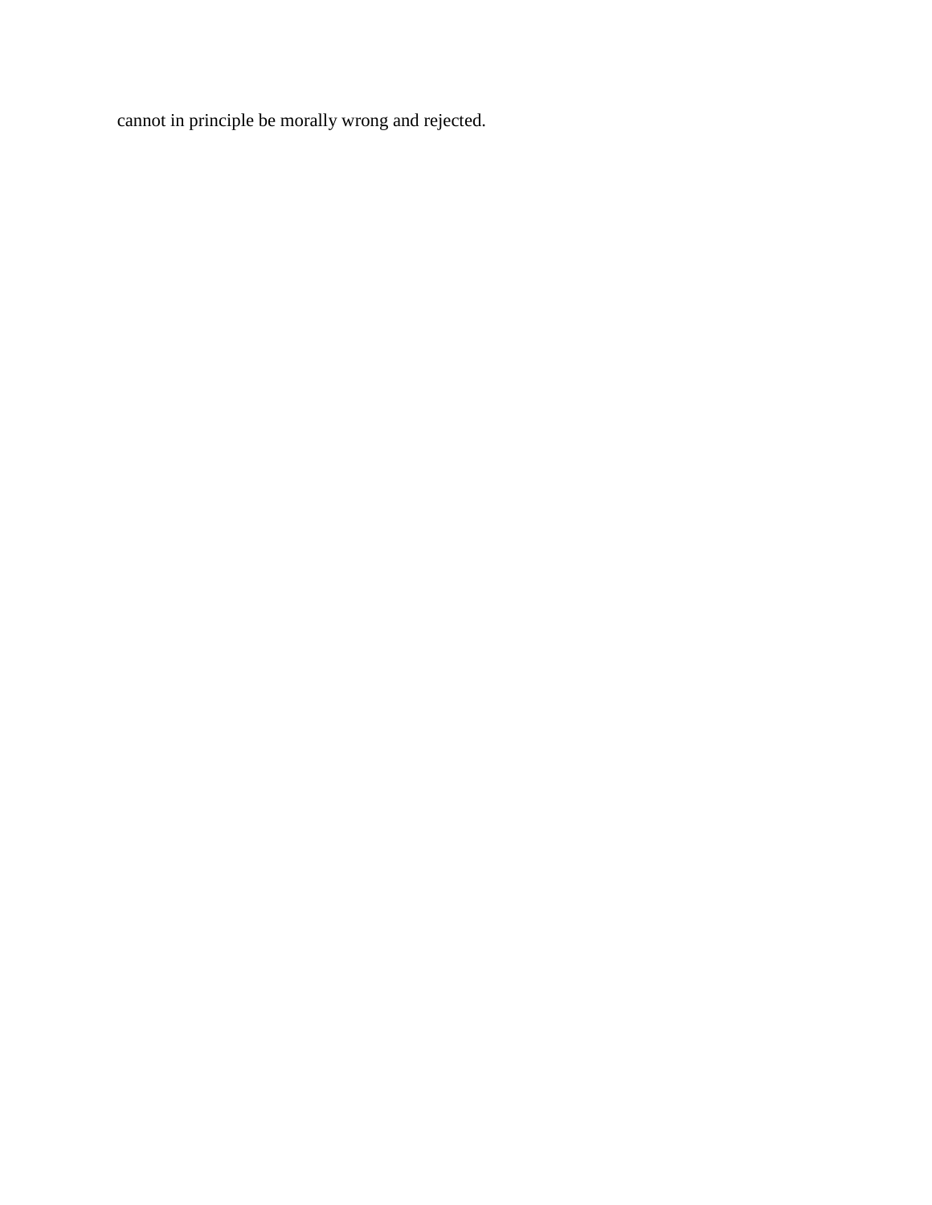cannot in principle be morally wrong and rejected.